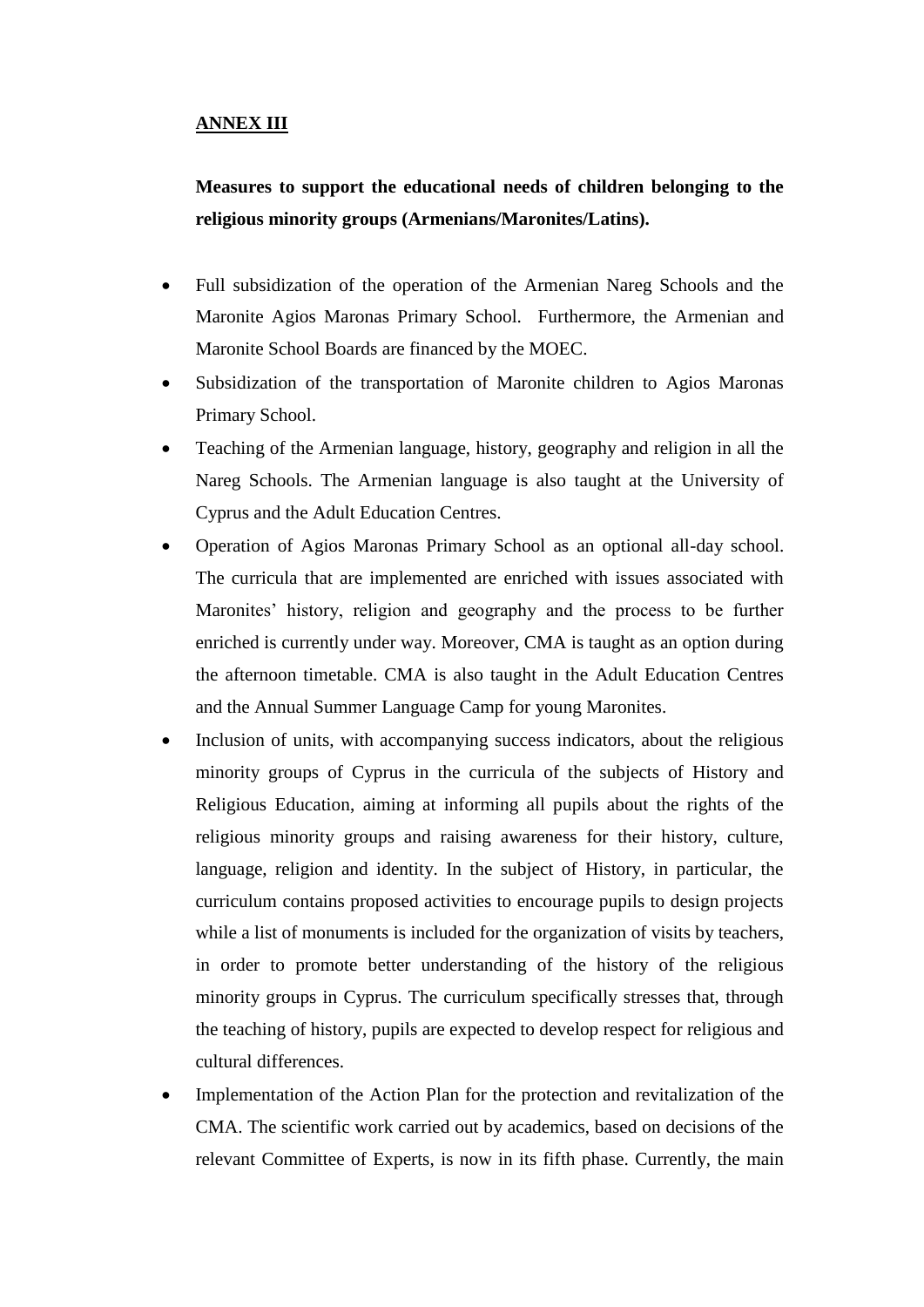**ANNEX III**

**Measures to support the educational needs of children belonging to the religious minority groups (Armenians/Maronites/Latins).**

- Full subsidization of the operation of the Armenian Nareg Schools and the Maronite Agios Maronas Primary School. Furthermore, the Armenian and Maronite School Boards are financed by the MOEC.
- Subsidization of the transportation of Maronite children to Agios Maronas Primary School.
- Teaching of the Armenian language, history, geography and religion in all the Nareg Schools. The Armenian language is also taught at the University of Cyprus and the Adult Education Centres.
- Operation of Agios Maronas Primary School as an optional all-day school. The curricula that are implemented are enriched with issues associated with Maronites' history, religion and geography and the process to be further enriched is currently under way. Moreover, CMA is taught as an option during the afternoon timetable. CMA is also taught in the Adult Education Centres and the Annual Summer Language Camp for young Maronites.
- Inclusion of units, with accompanying success indicators, about the religious minority groups of Cyprus in the curricula of the subjects of History and Religious Education, aiming at informing all pupils about the rights of the religious minority groups and raising awareness for their history, culture, language, religion and identity. In the subject of History, in particular, the curriculum contains proposed activities to encourage pupils to design projects while a list of monuments is included for the organization of visits by teachers, in order to promote better understanding of the history of the religious minority groups in Cyprus. The curriculum specifically stresses that, through the teaching of history, pupils are expected to develop respect for religious and cultural differences.
- Implementation of the Action Plan for the protection and revitalization of the CMA. The scientific work carried out by academics, based on decisions of the relevant Committee of Experts, is now in its fifth phase. Currently, the main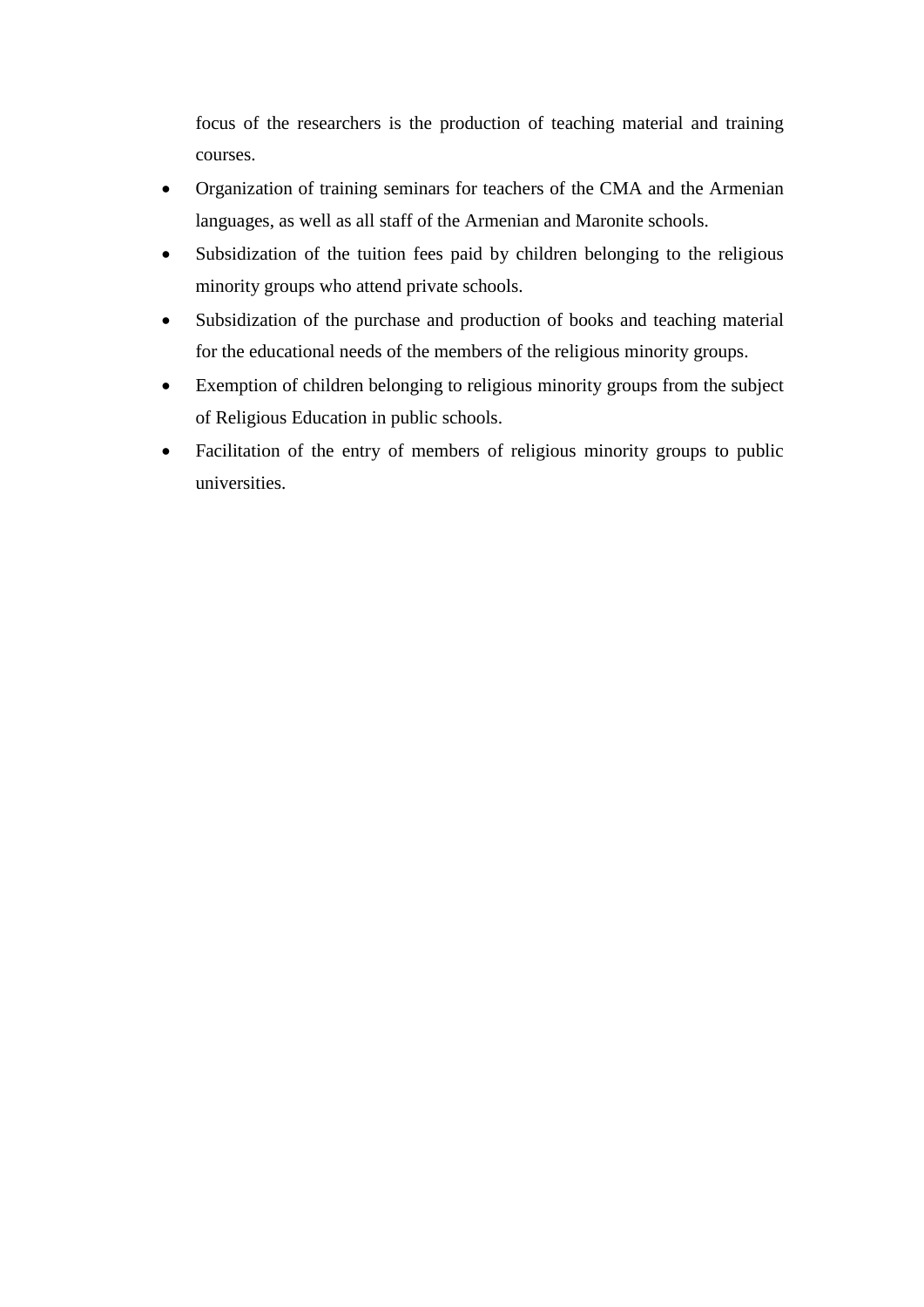focus of the researchers is the production of teaching material and training courses.

- Organization of training seminars for teachers of the CMA and the Armenian languages, as well as all staff of the Armenian and Maronite schools.
- Subsidization of the tuition fees paid by children belonging to the religious minority groups who attend private schools.
- Subsidization of the purchase and production of books and teaching material for the educational needs of the members of the religious minority groups.
- Exemption of children belonging to religious minority groups from the subject of Religious Education in public schools.
- Facilitation of the entry of members of religious minority groups to public universities.